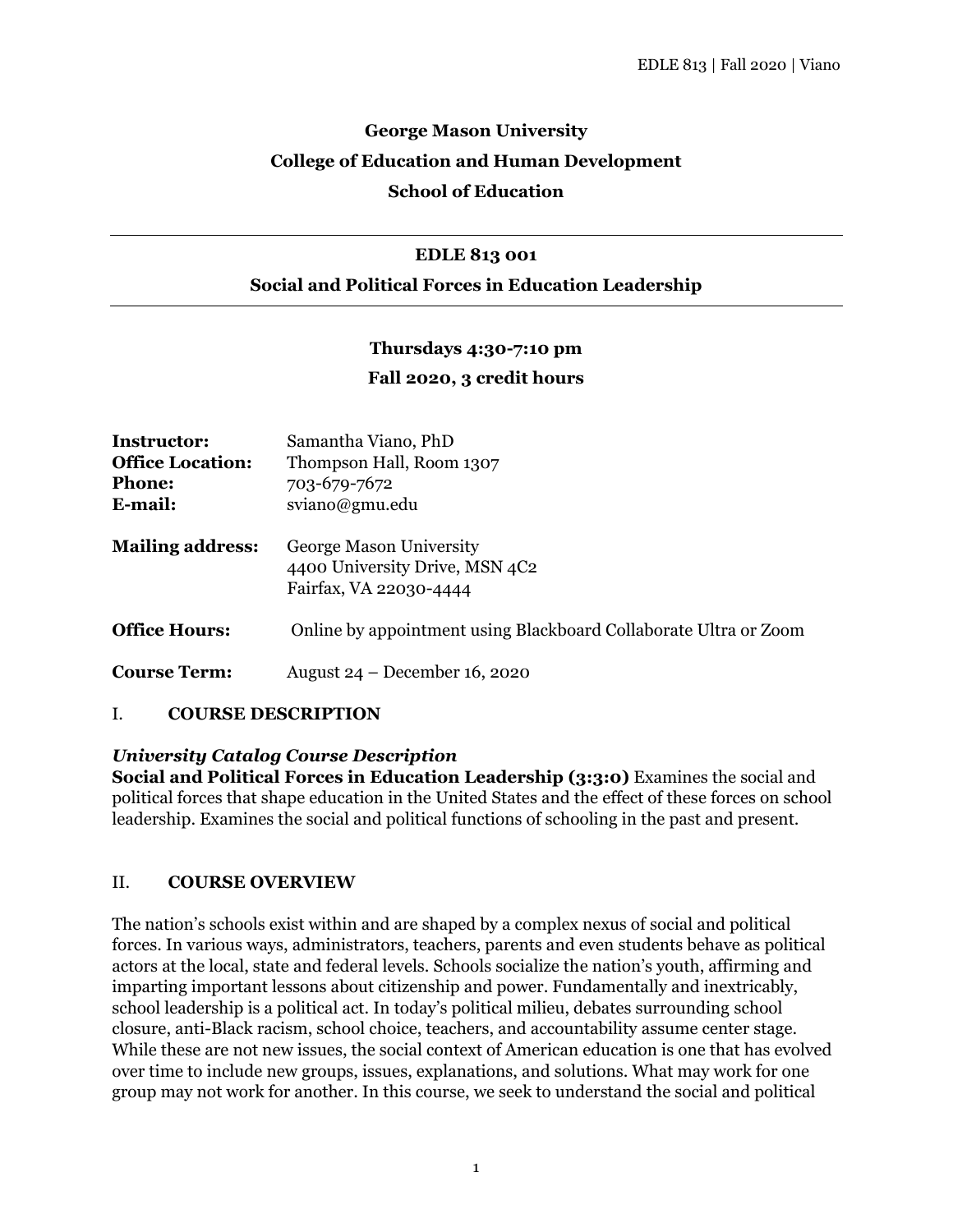**George Mason University**

**College of Education and Human Development**

**School of Education**

---

**EDLE 813 001**

**Social and Political Forces in Education Leadership**

---

**Thursdays 4:30-7:10 pm**

**Fall 2020, 3 credit hours**

| | |
|---|---|
| **Instructor:** | Samantha Viano, PhD |
| **Office Location:** | Thompson Hall, Room 1307 |
| **Phone:** | 703-679-7672 |
| **E-mail:** | sviano@gmu.edu |
| **Mailing address:** | George Mason University<br>4400 University Drive, MSN 4C2<br>Fairfax, VA 22030-4444 |
| **Office Hours:** | Online by appointment using Blackboard Collaborate Ultra or Zoom |
| **Course Term:** | August 24 – December 16, 2020 |

## I. COURSE DESCRIPTION

***University Catalog Course Description***

**Social and Political Forces in Education Leadership (3:3:0)** Examines the social and political forces that shape education in the United States and the effect of these forces on school leadership. Examines the social and political functions of schooling in the past and present.

## II. COURSE OVERVIEW

The nation's schools exist within and are shaped by a complex nexus of social and political forces. In various ways, administrators, teachers, parents and even students behave as political actors at the local, state and federal levels. Schools socialize the nation's youth, affirming and imparting important lessons about citizenship and power. Fundamentally and inextricably, school leadership is a political act. In today's political milieu, debates surrounding school closure, anti-Black racism, school choice, teachers, and accountability assume center stage. While these are not new issues, the social context of American education is one that has evolved over time to include new groups, issues, explanations, and solutions. What may work for one group may not work for another. In this course, we seek to understand the social and political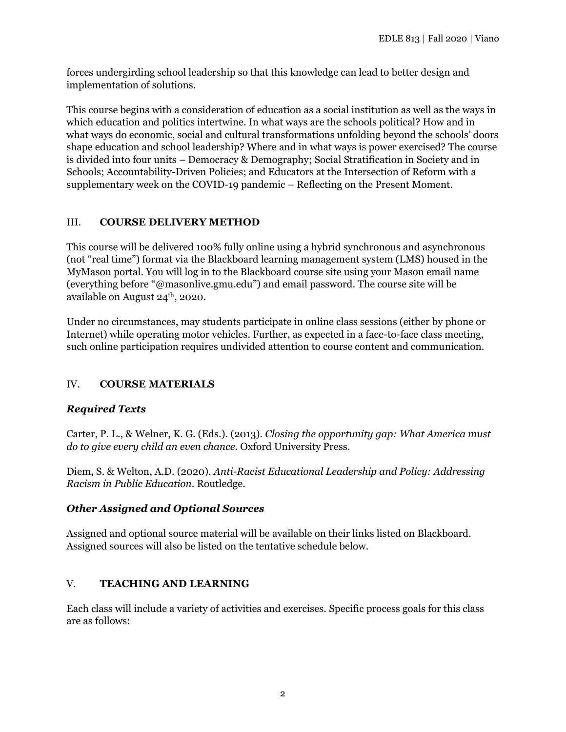forces undergirding school leadership so that this knowledge can lead to better design and implementation of solutions.

This course begins with a consideration of education as a social institution as well as the ways in which education and politics intertwine. In what ways are the schools political? How and in what ways do economic, social and cultural transformations unfolding beyond the schools' doors shape education and school leadership? Where and in what ways is power exercised? The course is divided into four units – Democracy & Demography; Social Stratification in Society and in Schools; Accountability-Driven Policies; and Educators at the Intersection of Reform with a supplementary week on the COVID-19 pandemic – Reflecting on the Present Moment.

## III. COURSE DELIVERY METHOD

This course will be delivered 100% fully online using a hybrid synchronous and asynchronous (not "real time") format via the Blackboard learning management system (LMS) housed in the MyMason portal. You will log in to the Blackboard course site using your Mason email name (everything before "@masonlive.gmu.edu") and email password. The course site will be available on August 24th, 2020.

Under no circumstances, may students participate in online class sessions (either by phone or Internet) while operating motor vehicles. Further, as expected in a face-to-face class meeting, such online participation requires undivided attention to course content and communication.

## IV. COURSE MATERIALS

### *Required Texts*

Carter, P. L., & Welner, K. G. (Eds.). (2013). *Closing the opportunity gap: What America must do to give every child an even chance*. Oxford University Press.

Diem, S. & Welton, A.D. (2020). *Anti-Racist Educational Leadership and Policy: Addressing Racism in Public Education*. Routledge.

### *Other Assigned and Optional Sources*

Assigned and optional source material will be available on their links listed on Blackboard. Assigned sources will also be listed on the tentative schedule below.

## V. TEACHING AND LEARNING

Each class will include a variety of activities and exercises. Specific process goals for this class are as follows: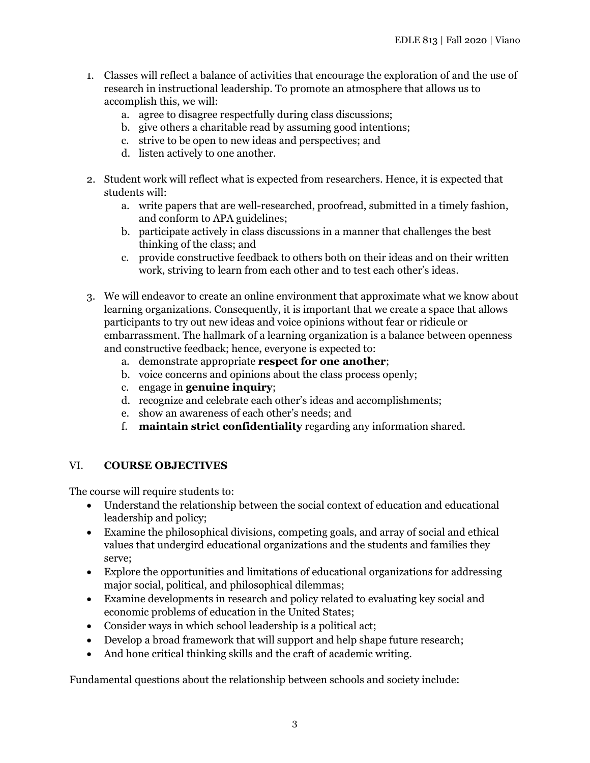1. Classes will reflect a balance of activities that encourage the exploration of and the use of research in instructional leadership. To promote an atmosphere that allows us to accomplish this, we will:
    a. agree to disagree respectfully during class discussions;
    b. give others a charitable read by assuming good intentions;
    c. strive to be open to new ideas and perspectives; and
    d. listen actively to one another.

2. Student work will reflect what is expected from researchers. Hence, it is expected that students will:
    a. write papers that are well-researched, proofread, submitted in a timely fashion, and conform to APA guidelines;
    b. participate actively in class discussions in a manner that challenges the best thinking of the class; and
    c. provide constructive feedback to others both on their ideas and on their written work, striving to learn from each other and to test each other's ideas.

3. We will endeavor to create an online environment that approximate what we know about learning organizations. Consequently, it is important that we create a space that allows participants to try out new ideas and voice opinions without fear or ridicule or embarrassment. The hallmark of a learning organization is a balance between openness and constructive feedback; hence, everyone is expected to:
    a. demonstrate appropriate **respect for one another**;
    b. voice concerns and opinions about the class process openly;
    c. engage in **genuine inquiry**;
    d. recognize and celebrate each other's ideas and accomplishments;
    e. show an awareness of each other's needs; and
    f. **maintain strict confidentiality** regarding any information shared.

## VI. COURSE OBJECTIVES

The course will require students to:

- Understand the relationship between the social context of education and educational leadership and policy;
- Examine the philosophical divisions, competing goals, and array of social and ethical values that undergird educational organizations and the students and families they serve;
- Explore the opportunities and limitations of educational organizations for addressing major social, political, and philosophical dilemmas;
- Examine developments in research and policy related to evaluating key social and economic problems of education in the United States;
- Consider ways in which school leadership is a political act;
- Develop a broad framework that will support and help shape future research;
- And hone critical thinking skills and the craft of academic writing.

Fundamental questions about the relationship between schools and society include: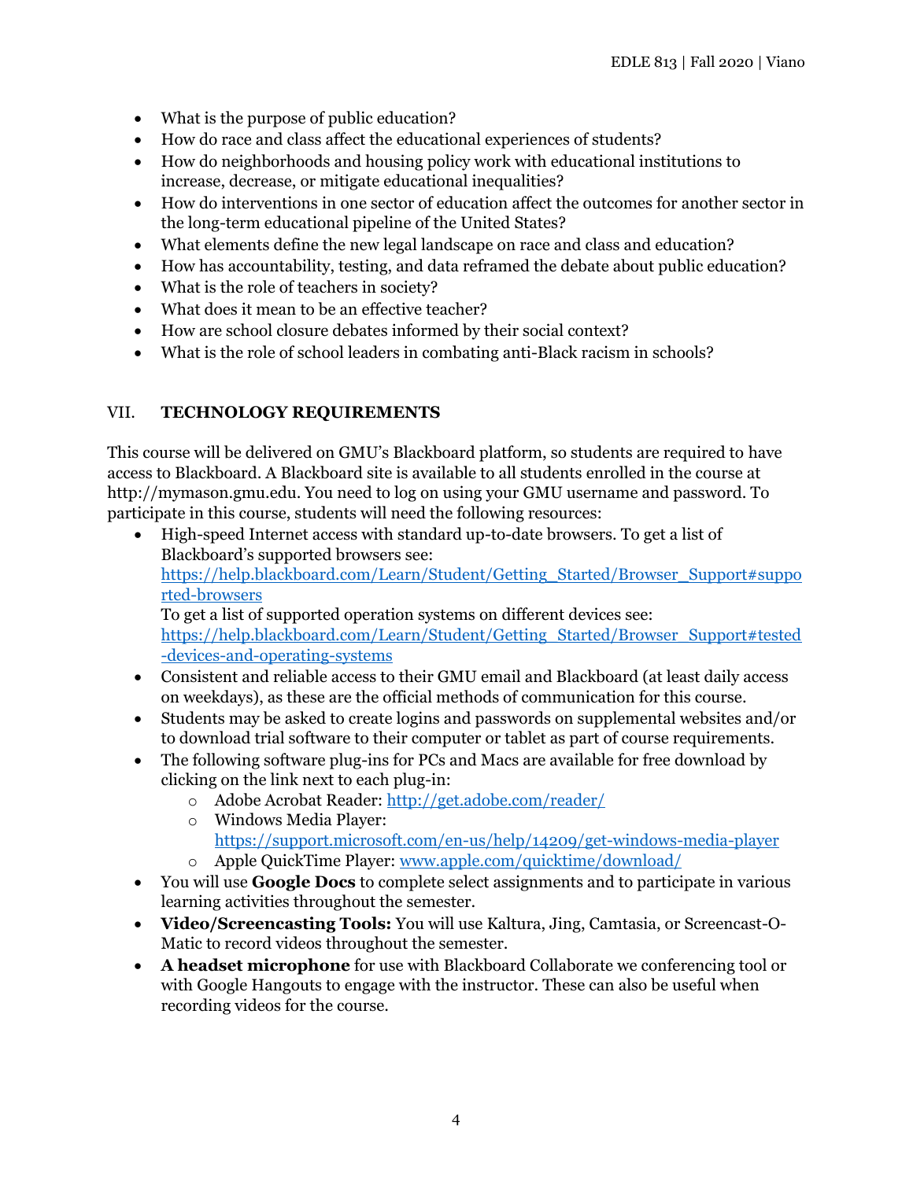- What is the purpose of public education?
- How do race and class affect the educational experiences of students?
- How do neighborhoods and housing policy work with educational institutions to increase, decrease, or mitigate educational inequalities?
- How do interventions in one sector of education affect the outcomes for another sector in the long-term educational pipeline of the United States?
- What elements define the new legal landscape on race and class and education?
- How has accountability, testing, and data reframed the debate about public education?
- What is the role of teachers in society?
- What does it mean to be an effective teacher?
- How are school closure debates informed by their social context?
- What is the role of school leaders in combating anti-Black racism in schools?

## VII. **TECHNOLOGY REQUIREMENTS**

This course will be delivered on GMU's Blackboard platform, so students are required to have access to Blackboard. A Blackboard site is available to all students enrolled in the course at http://mymason.gmu.edu. You need to log on using your GMU username and password. To participate in this course, students will need the following resources:

- High-speed Internet access with standard up-to-date browsers. To get a list of Blackboard's supported browsers see: [https://help.blackboard.com/Learn/Student/Getting_Started/Browser_Support#supported-browsers](https://help.blackboard.com/Learn/Student/Getting_Started/Browser_Support#supported-browsers)
  To get a list of supported operation systems on different devices see: [https://help.blackboard.com/Learn/Student/Getting_Started/Browser_Support#tested-devices-and-operating-systems](https://help.blackboard.com/Learn/Student/Getting_Started/Browser_Support#tested-devices-and-operating-systems)
- Consistent and reliable access to their GMU email and Blackboard (at least daily access on weekdays), as these are the official methods of communication for this course.
- Students may be asked to create logins and passwords on supplemental websites and/or to download trial software to their computer or tablet as part of course requirements.
- The following software plug-ins for PCs and Macs are available for free download by clicking on the link next to each plug-in:
  - Adobe Acrobat Reader: [http://get.adobe.com/reader/](http://get.adobe.com/reader/)
  - Windows Media Player: [https://support.microsoft.com/en-us/help/14209/get-windows-media-player](https://support.microsoft.com/en-us/help/14209/get-windows-media-player)
  - Apple QuickTime Player: [www.apple.com/quicktime/download/](www.apple.com/quicktime/download/)
- You will use **Google Docs** to complete select assignments and to participate in various learning activities throughout the semester.
- **Video/Screencasting Tools:** You will use Kaltura, Jing, Camtasia, or Screencast-O-Matic to record videos throughout the semester.
- **A headset microphone** for use with Blackboard Collaborate we conferencing tool or with Google Hangouts to engage with the instructor. These can also be useful when recording videos for the course.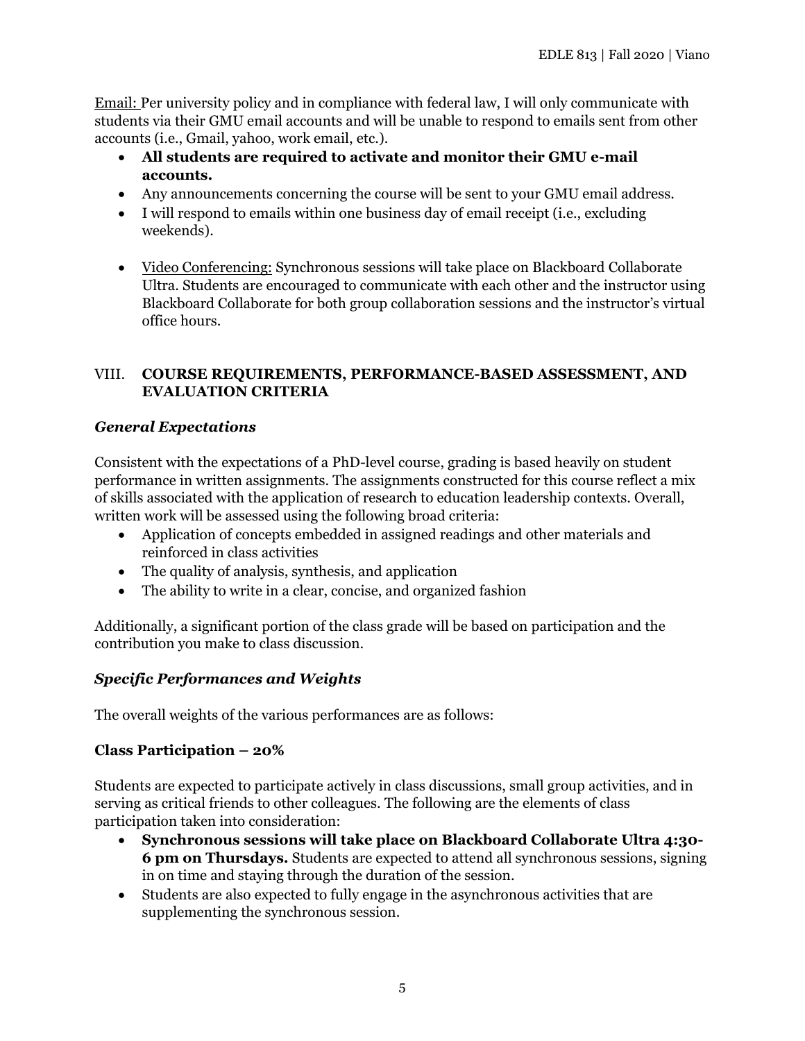Email: Per university policy and in compliance with federal law, I will only communicate with students via their GMU email accounts and will be unable to respond to emails sent from other accounts (i.e., Gmail, yahoo, work email, etc.).

- **All students are required to activate and monitor their GMU e-mail accounts.**
- Any announcements concerning the course will be sent to your GMU email address.
- I will respond to emails within one business day of email receipt (i.e., excluding weekends).

- Video Conferencing: Synchronous sessions will take place on Blackboard Collaborate Ultra. Students are encouraged to communicate with each other and the instructor using Blackboard Collaborate for both group collaboration sessions and the instructor's virtual office hours.

## VIII. COURSE REQUIREMENTS, PERFORMANCE-BASED ASSESSMENT, AND EVALUATION CRITERIA

### *General Expectations*

Consistent with the expectations of a PhD-level course, grading is based heavily on student performance in written assignments. The assignments constructed for this course reflect a mix of skills associated with the application of research to education leadership contexts. Overall, written work will be assessed using the following broad criteria:

- Application of concepts embedded in assigned readings and other materials and reinforced in class activities
- The quality of analysis, synthesis, and application
- The ability to write in a clear, concise, and organized fashion

Additionally, a significant portion of the class grade will be based on participation and the contribution you make to class discussion.

### *Specific Performances and Weights*

The overall weights of the various performances are as follows:

**Class Participation – 20%**

Students are expected to participate actively in class discussions, small group activities, and in serving as critical friends to other colleagues. The following are the elements of class participation taken into consideration:

- **Synchronous sessions will take place on Blackboard Collaborate Ultra 4:30-6 pm on Thursdays.** Students are expected to attend all synchronous sessions, signing in on time and staying through the duration of the session.
- Students are also expected to fully engage in the asynchronous activities that are supplementing the synchronous session.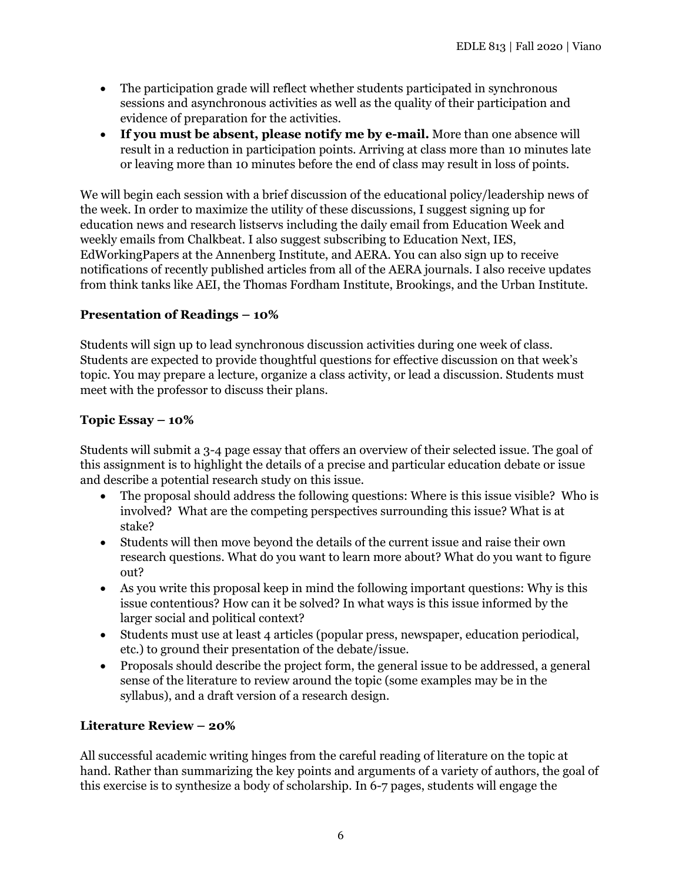- The participation grade will reflect whether students participated in synchronous sessions and asynchronous activities as well as the quality of their participation and evidence of preparation for the activities.
- **If you must be absent, please notify me by e-mail.** More than one absence will result in a reduction in participation points. Arriving at class more than 10 minutes late or leaving more than 10 minutes before the end of class may result in loss of points.

We will begin each session with a brief discussion of the educational policy/leadership news of the week. In order to maximize the utility of these discussions, I suggest signing up for education news and research listservs including the daily email from Education Week and weekly emails from Chalkbeat. I also suggest subscribing to Education Next, IES, EdWorkingPapers at the Annenberg Institute, and AERA. You can also sign up to receive notifications of recently published articles from all of the AERA journals. I also receive updates from think tanks like AEI, the Thomas Fordham Institute, Brookings, and the Urban Institute.

**Presentation of Readings – 10%**

Students will sign up to lead synchronous discussion activities during one week of class. Students are expected to provide thoughtful questions for effective discussion on that week's topic. You may prepare a lecture, organize a class activity, or lead a discussion. Students must meet with the professor to discuss their plans.

**Topic Essay – 10%**

Students will submit a 3-4 page essay that offers an overview of their selected issue. The goal of this assignment is to highlight the details of a precise and particular education debate or issue and describe a potential research study on this issue.

- The proposal should address the following questions: Where is this issue visible? Who is involved? What are the competing perspectives surrounding this issue? What is at stake?
- Students will then move beyond the details of the current issue and raise their own research questions. What do you want to learn more about? What do you want to figure out?
- As you write this proposal keep in mind the following important questions: Why is this issue contentious? How can it be solved? In what ways is this issue informed by the larger social and political context?
- Students must use at least 4 articles (popular press, newspaper, education periodical, etc.) to ground their presentation of the debate/issue.
- Proposals should describe the project form, the general issue to be addressed, a general sense of the literature to review around the topic (some examples may be in the syllabus), and a draft version of a research design.

**Literature Review – 20%**

All successful academic writing hinges from the careful reading of literature on the topic at hand. Rather than summarizing the key points and arguments of a variety of authors, the goal of this exercise is to synthesize a body of scholarship. In 6-7 pages, students will engage the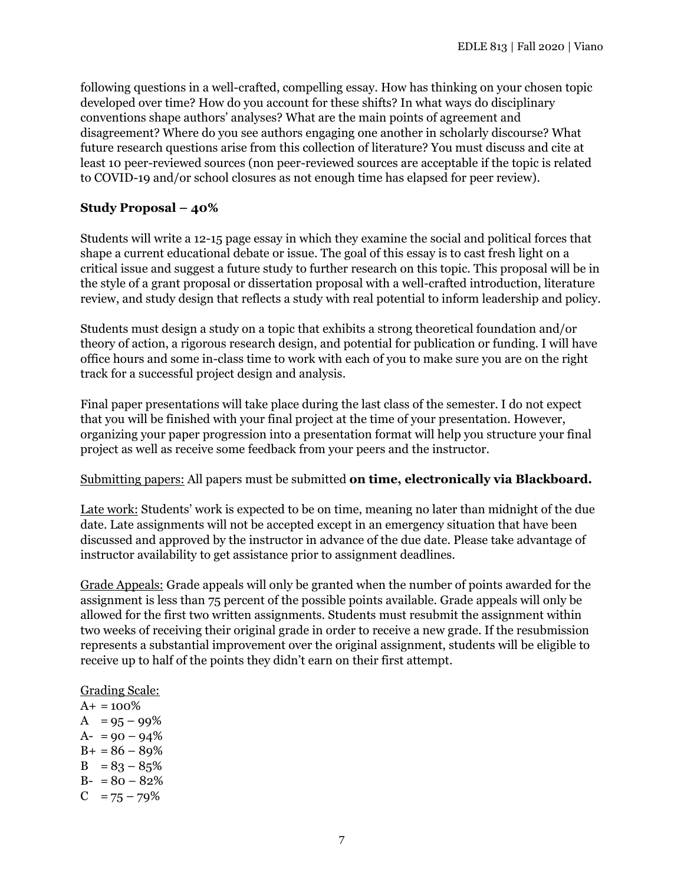following questions in a well-crafted, compelling essay. How has thinking on your chosen topic developed over time? How do you account for these shifts? In what ways do disciplinary conventions shape authors' analyses? What are the main points of agreement and disagreement? Where do you see authors engaging one another in scholarly discourse? What future research questions arise from this collection of literature? You must discuss and cite at least 10 peer-reviewed sources (non peer-reviewed sources are acceptable if the topic is related to COVID-19 and/or school closures as not enough time has elapsed for peer review).

**Study Proposal – 40%**

Students will write a 12-15 page essay in which they examine the social and political forces that shape a current educational debate or issue. The goal of this essay is to cast fresh light on a critical issue and suggest a future study to further research on this topic. This proposal will be in the style of a grant proposal or dissertation proposal with a well-crafted introduction, literature review, and study design that reflects a study with real potential to inform leadership and policy.

Students must design a study on a topic that exhibits a strong theoretical foundation and/or theory of action, a rigorous research design, and potential for publication or funding. I will have office hours and some in-class time to work with each of you to make sure you are on the right track for a successful project design and analysis.

Final paper presentations will take place during the last class of the semester. I do not expect that you will be finished with your final project at the time of your presentation. However, organizing your paper progression into a presentation format will help you structure your final project as well as receive some feedback from your peers and the instructor.

Submitting papers: All papers must be submitted **on time, electronically via Blackboard.**

Late work: Students' work is expected to be on time, meaning no later than midnight of the due date. Late assignments will not be accepted except in an emergency situation that have been discussed and approved by the instructor in advance of the due date. Please take advantage of instructor availability to get assistance prior to assignment deadlines.

Grade Appeals: Grade appeals will only be granted when the number of points awarded for the assignment is less than 75 percent of the possible points available. Grade appeals will only be allowed for the first two written assignments. Students must resubmit the assignment within two weeks of receiving their original grade in order to receive a new grade. If the resubmission represents a substantial improvement over the original assignment, students will be eligible to receive up to half of the points they didn't earn on their first attempt.

Grading Scale:
A+ = 100%
A = 95 – 99%
A- = 90 – 94%
B+ = 86 – 89%
B = 83 – 85%
B- = 80 – 82%
C = 75 – 79%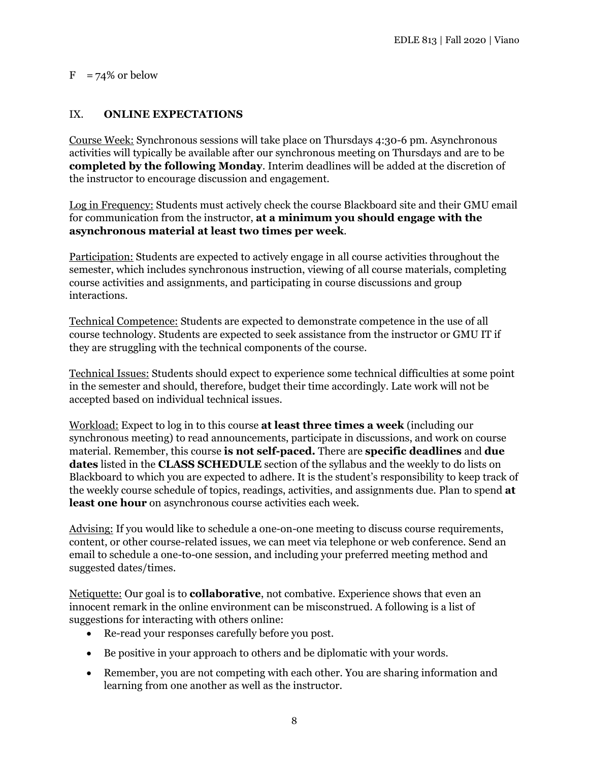F = 74% or below

## IX. **ONLINE EXPECTATIONS**

Course Week: Synchronous sessions will take place on Thursdays 4:30-6 pm. Asynchronous activities will typically be available after our synchronous meeting on Thursdays and are to be **completed by the following Monday**. Interim deadlines will be added at the discretion of the instructor to encourage discussion and engagement.

Log in Frequency: Students must actively check the course Blackboard site and their GMU email for communication from the instructor, **at a minimum you should engage with the asynchronous material at least two times per week**.

Participation: Students are expected to actively engage in all course activities throughout the semester, which includes synchronous instruction, viewing of all course materials, completing course activities and assignments, and participating in course discussions and group interactions.

Technical Competence: Students are expected to demonstrate competence in the use of all course technology. Students are expected to seek assistance from the instructor or GMU IT if they are struggling with the technical components of the course.

Technical Issues: Students should expect to experience some technical difficulties at some point in the semester and should, therefore, budget their time accordingly. Late work will not be accepted based on individual technical issues.

Workload: Expect to log in to this course **at least three times a week** (including our synchronous meeting) to read announcements, participate in discussions, and work on course material. Remember, this course **is not self-paced.** There are **specific deadlines** and **due dates** listed in the **CLASS SCHEDULE** section of the syllabus and the weekly to do lists on Blackboard to which you are expected to adhere. It is the student's responsibility to keep track of the weekly course schedule of topics, readings, activities, and assignments due. Plan to spend **at least one hour** on asynchronous course activities each week.

Advising: If you would like to schedule a one-on-one meeting to discuss course requirements, content, or other course-related issues, we can meet via telephone or web conference. Send an email to schedule a one-to-one session, and including your preferred meeting method and suggested dates/times.

Netiquette: Our goal is to **collaborative**, not combative. Experience shows that even an innocent remark in the online environment can be misconstrued. A following is a list of suggestions for interacting with others online:

- Re-read your responses carefully before you post.
- Be positive in your approach to others and be diplomatic with your words.
- Remember, you are not competing with each other. You are sharing information and learning from one another as well as the instructor.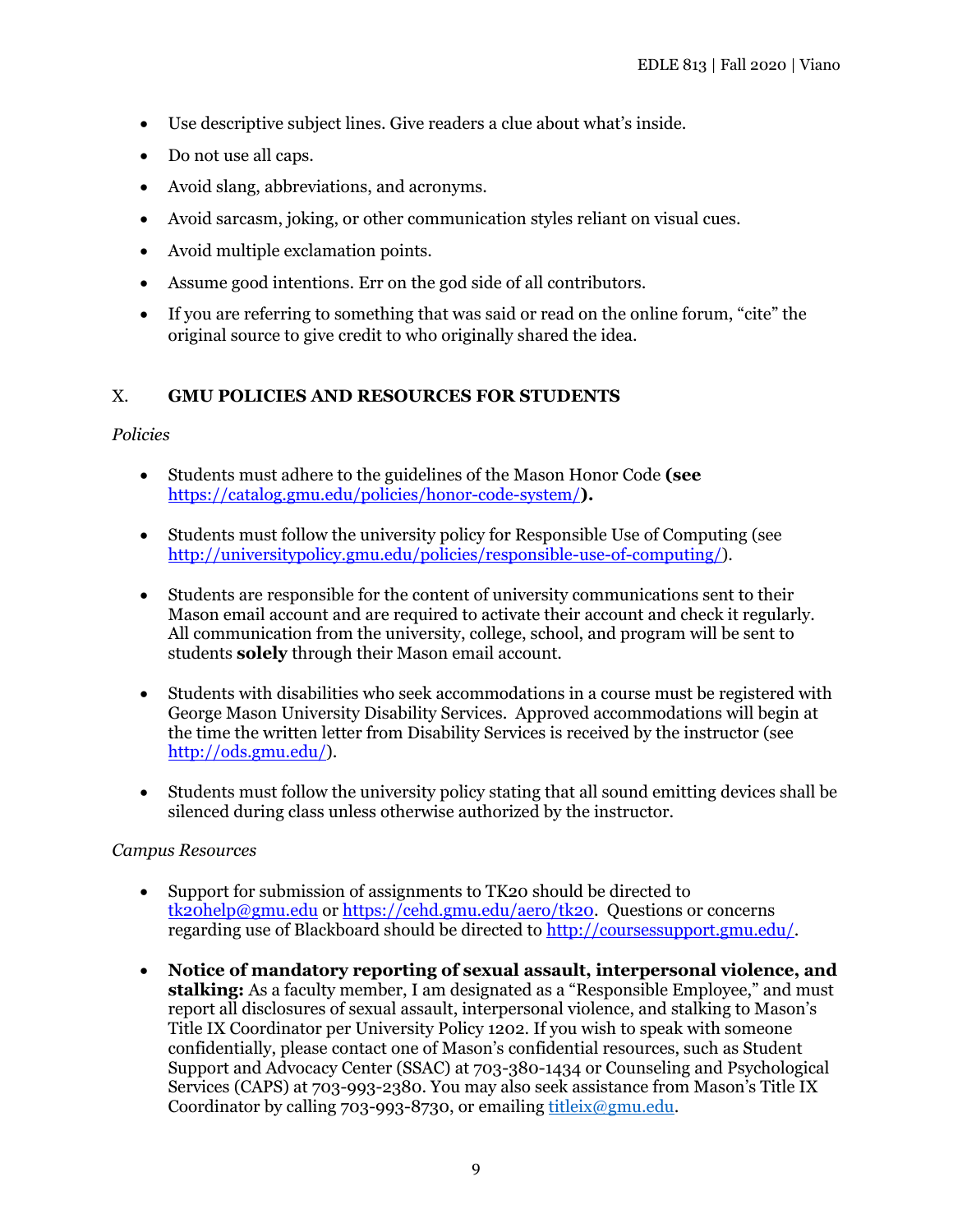- Use descriptive subject lines. Give readers a clue about what's inside.
- Do not use all caps.
- Avoid slang, abbreviations, and acronyms.
- Avoid sarcasm, joking, or other communication styles reliant on visual cues.
- Avoid multiple exclamation points.
- Assume good intentions. Err on the god side of all contributors.
- If you are referring to something that was said or read on the online forum, "cite" the original source to give credit to who originally shared the idea.

## X. GMU POLICIES AND RESOURCES FOR STUDENTS

*Policies*

- Students must adhere to the guidelines of the Mason Honor Code **(see** https://catalog.gmu.edu/policies/honor-code-system/**).**
- Students must follow the university policy for Responsible Use of Computing (see http://universitypolicy.gmu.edu/policies/responsible-use-of-computing/).
- Students are responsible for the content of university communications sent to their Mason email account and are required to activate their account and check it regularly. All communication from the university, college, school, and program will be sent to students **solely** through their Mason email account.
- Students with disabilities who seek accommodations in a course must be registered with George Mason University Disability Services. Approved accommodations will begin at the time the written letter from Disability Services is received by the instructor (see http://ods.gmu.edu/).
- Students must follow the university policy stating that all sound emitting devices shall be silenced during class unless otherwise authorized by the instructor.

*Campus Resources*

- Support for submission of assignments to TK20 should be directed to tk20help@gmu.edu or https://cehd.gmu.edu/aero/tk20. Questions or concerns regarding use of Blackboard should be directed to http://coursessupport.gmu.edu/.
- **Notice of mandatory reporting of sexual assault, interpersonal violence, and stalking:** As a faculty member, I am designated as a "Responsible Employee," and must report all disclosures of sexual assault, interpersonal violence, and stalking to Mason's Title IX Coordinator per University Policy 1202. If you wish to speak with someone confidentially, please contact one of Mason's confidential resources, such as Student Support and Advocacy Center (SSAC) at 703-380-1434 or Counseling and Psychological Services (CAPS) at 703-993-2380. You may also seek assistance from Mason's Title IX Coordinator by calling 703-993-8730, or emailing titleix@gmu.edu.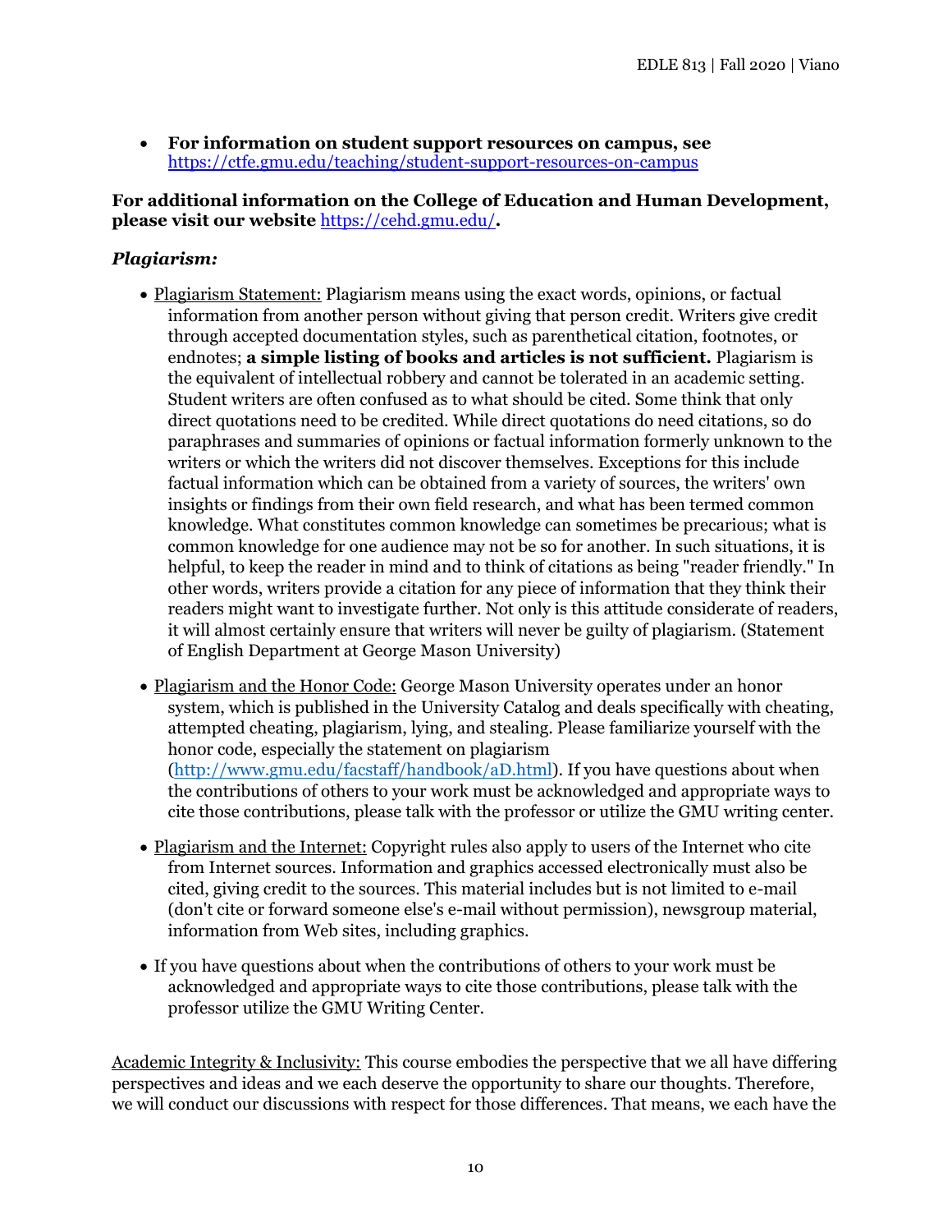- **For information on student support resources on campus, see** https://ctfe.gmu.edu/teaching/student-support-resources-on-campus

**For additional information on the College of Education and Human Development, please visit our website** https://cehd.gmu.edu/**.**

### *Plagiarism:*

- Plagiarism Statement: Plagiarism means using the exact words, opinions, or factual information from another person without giving that person credit. Writers give credit through accepted documentation styles, such as parenthetical citation, footnotes, or endnotes; **a simple listing of books and articles is not sufficient.** Plagiarism is the equivalent of intellectual robbery and cannot be tolerated in an academic setting. Student writers are often confused as to what should be cited. Some think that only direct quotations need to be credited. While direct quotations do need citations, so do paraphrases and summaries of opinions or factual information formerly unknown to the writers or which the writers did not discover themselves. Exceptions for this include factual information which can be obtained from a variety of sources, the writers' own insights or findings from their own field research, and what has been termed common knowledge. What constitutes common knowledge can sometimes be precarious; what is common knowledge for one audience may not be so for another. In such situations, it is helpful, to keep the reader in mind and to think of citations as being "reader friendly." In other words, writers provide a citation for any piece of information that they think their readers might want to investigate further. Not only is this attitude considerate of readers, it will almost certainly ensure that writers will never be guilty of plagiarism. (Statement of English Department at George Mason University)

- Plagiarism and the Honor Code: George Mason University operates under an honor system, which is published in the University Catalog and deals specifically with cheating, attempted cheating, plagiarism, lying, and stealing. Please familiarize yourself with the honor code, especially the statement on plagiarism (http://www.gmu.edu/facstaff/handbook/aD.html). If you have questions about when the contributions of others to your work must be acknowledged and appropriate ways to cite those contributions, please talk with the professor or utilize the GMU writing center.

- Plagiarism and the Internet: Copyright rules also apply to users of the Internet who cite from Internet sources. Information and graphics accessed electronically must also be cited, giving credit to the sources. This material includes but is not limited to e-mail (don't cite or forward someone else's e-mail without permission), newsgroup material, information from Web sites, including graphics.

- If you have questions about when the contributions of others to your work must be acknowledged and appropriate ways to cite those contributions, please talk with the professor utilize the GMU Writing Center.

Academic Integrity & Inclusivity: This course embodies the perspective that we all have differing perspectives and ideas and we each deserve the opportunity to share our thoughts. Therefore, we will conduct our discussions with respect for those differences. That means, we each have the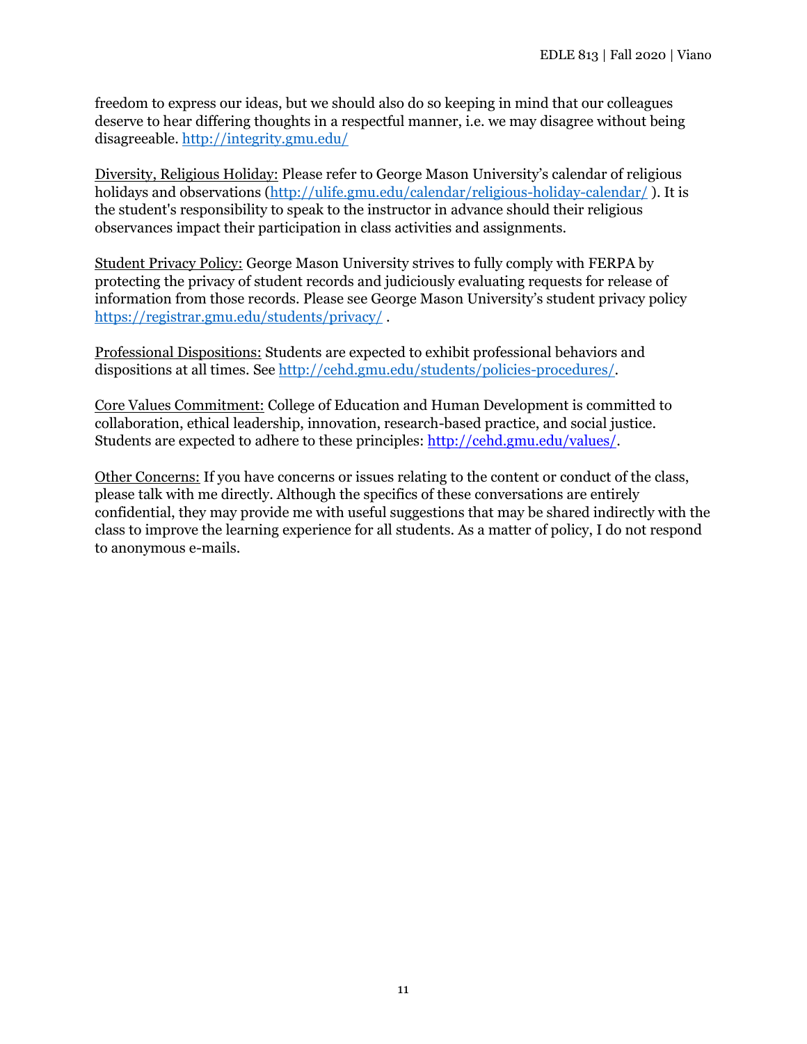freedom to express our ideas, but we should also do so keeping in mind that our colleagues deserve to hear differing thoughts in a respectful manner, i.e. we may disagree without being disagreeable. http://integrity.gmu.edu/

Diversity, Religious Holiday: Please refer to George Mason University's calendar of religious holidays and observations (http://ulife.gmu.edu/calendar/religious-holiday-calendar/ ). It is the student's responsibility to speak to the instructor in advance should their religious observances impact their participation in class activities and assignments.

Student Privacy Policy: George Mason University strives to fully comply with FERPA by protecting the privacy of student records and judiciously evaluating requests for release of information from those records. Please see George Mason University's student privacy policy https://registrar.gmu.edu/students/privacy/ .

Professional Dispositions: Students are expected to exhibit professional behaviors and dispositions at all times. See http://cehd.gmu.edu/students/policies-procedures/.

Core Values Commitment: College of Education and Human Development is committed to collaboration, ethical leadership, innovation, research-based practice, and social justice. Students are expected to adhere to these principles: http://cehd.gmu.edu/values/.

Other Concerns: If you have concerns or issues relating to the content or conduct of the class, please talk with me directly. Although the specifics of these conversations are entirely confidential, they may provide me with useful suggestions that may be shared indirectly with the class to improve the learning experience for all students. As a matter of policy, I do not respond to anonymous e-mails.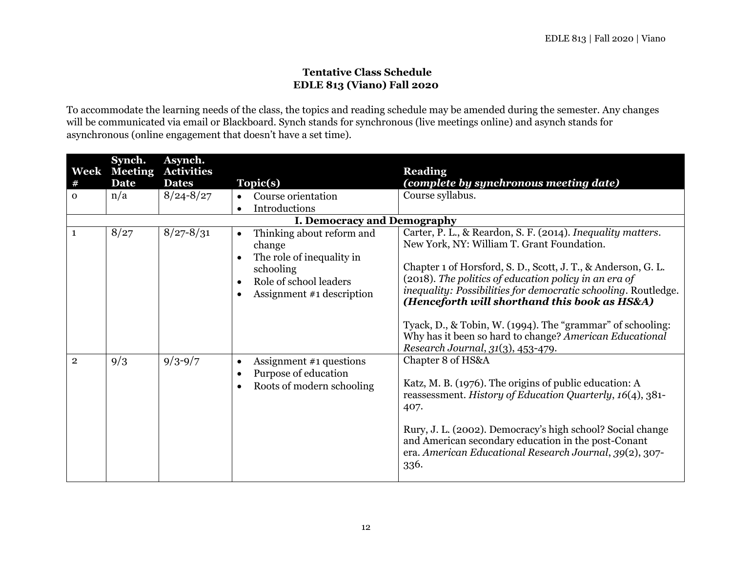**Tentative Class Schedule**
**EDLE 813 (Viano) Fall 2020**

To accommodate the learning needs of the class, the topics and reading schedule may be amended during the semester. Any changes will be communicated via email or Blackboard. Synch stands for synchronous (live meetings online) and asynch stands for asynchronous (online engagement that doesn't have a set time).

| Week # | Synch. Meeting Date | Asynch. Activities Dates | Topic(s) | Reading *(complete by synchronous meeting date)* |
|---|---|---|---|---|
| 0 | n/a | 8/24-8/27 | • Course orientation<br>• Introductions | Course syllabus. |
| **I. Democracy and Demography** | | | | |
| 1 | 8/27 | 8/27-8/31 | • Thinking about reform and change<br>• The role of inequality in schooling<br>• Role of school leaders<br>• Assignment #1 description | Carter, P. L., & Reardon, S. F. (2014). *Inequality matters*. New York, NY: William T. Grant Foundation.<br><br>Chapter 1 of Horsford, S. D., Scott, J. T., & Anderson, G. L. (2018). *The politics of education policy in an era of inequality: Possibilities for democratic schooling*. Routledge. ***(Henceforth will shorthand this book as HS&A)***<br><br>Tyack, D., & Tobin, W. (1994). The "grammar" of schooling: Why has it been so hard to change? *American Educational Research Journal*, *31*(3), 453-479. |
| 2 | 9/3 | 9/3-9/7 | • Assignment #1 questions<br>• Purpose of education<br>• Roots of modern schooling | Chapter 8 of HS&A<br><br>Katz, M. B. (1976). The origins of public education: A reassessment. *History of Education Quarterly*, *16*(4), 381-407.<br><br>Rury, J. L. (2002). Democracy's high school? Social change and American secondary education in the post-Conant era. *American Educational Research Journal*, *39*(2), 307-336. |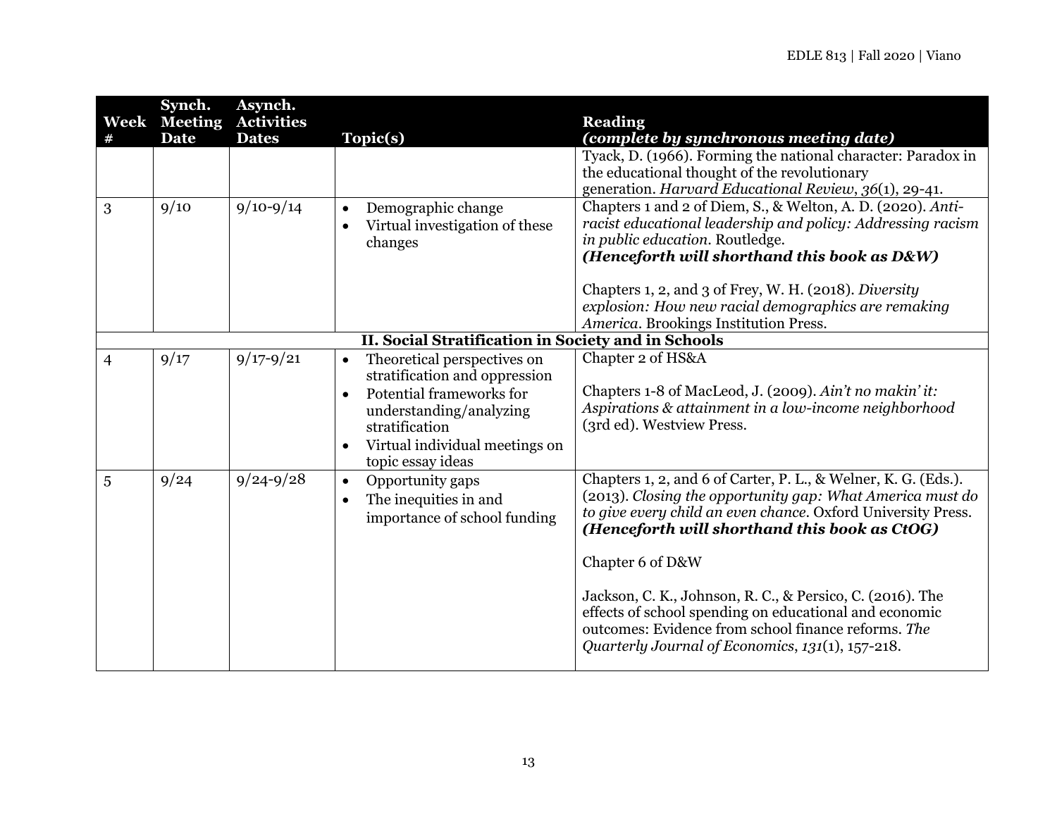| Week # | Synch. Meeting Date | Asynch. Activities Dates | Topic(s) | Reading *(complete by synchronous meeting date)* |
|---|---|---|---|---|
| | | | | Tyack, D. (1966). Forming the national character: Paradox in the educational thought of the revolutionary generation. *Harvard Educational Review*, *36*(1), 29-41. |
| 3 | 9/10 | 9/10-9/14 | • Demographic change<br>• Virtual investigation of these changes | Chapters 1 and 2 of Diem, S., & Welton, A. D. (2020). *Anti-racist educational leadership and policy: Addressing racism in public education*. Routledge. ***(Henceforth will shorthand this book as D&W)***<br><br>Chapters 1, 2, and 3 of Frey, W. H. (2018). *Diversity explosion: How new racial demographics are remaking America*. Brookings Institution Press. |
| **II. Social Stratification in Society and in Schools** | | | | |
| 4 | 9/17 | 9/17-9/21 | • Theoretical perspectives on stratification and oppression<br>• Potential frameworks for understanding/analyzing stratification<br>• Virtual individual meetings on topic essay ideas | Chapter 2 of HS&A<br><br>Chapters 1-8 of MacLeod, J. (2009). *Ain't no makin' it: Aspirations & attainment in a low-income neighborhood* (3rd ed). Westview Press. |
| 5 | 9/24 | 9/24-9/28 | • Opportunity gaps<br>• The inequities in and importance of school funding | Chapters 1, 2, and 6 of Carter, P. L., & Welner, K. G. (Eds.). (2013). *Closing the opportunity gap: What America must do to give every child an even chance*. Oxford University Press. ***(Henceforth will shorthand this book as CtOG)***<br><br>Chapter 6 of D&W<br><br>Jackson, C. K., Johnson, R. C., & Persico, C. (2016). The effects of school spending on educational and economic outcomes: Evidence from school finance reforms. *The Quarterly Journal of Economics*, *131*(1), 157-218. |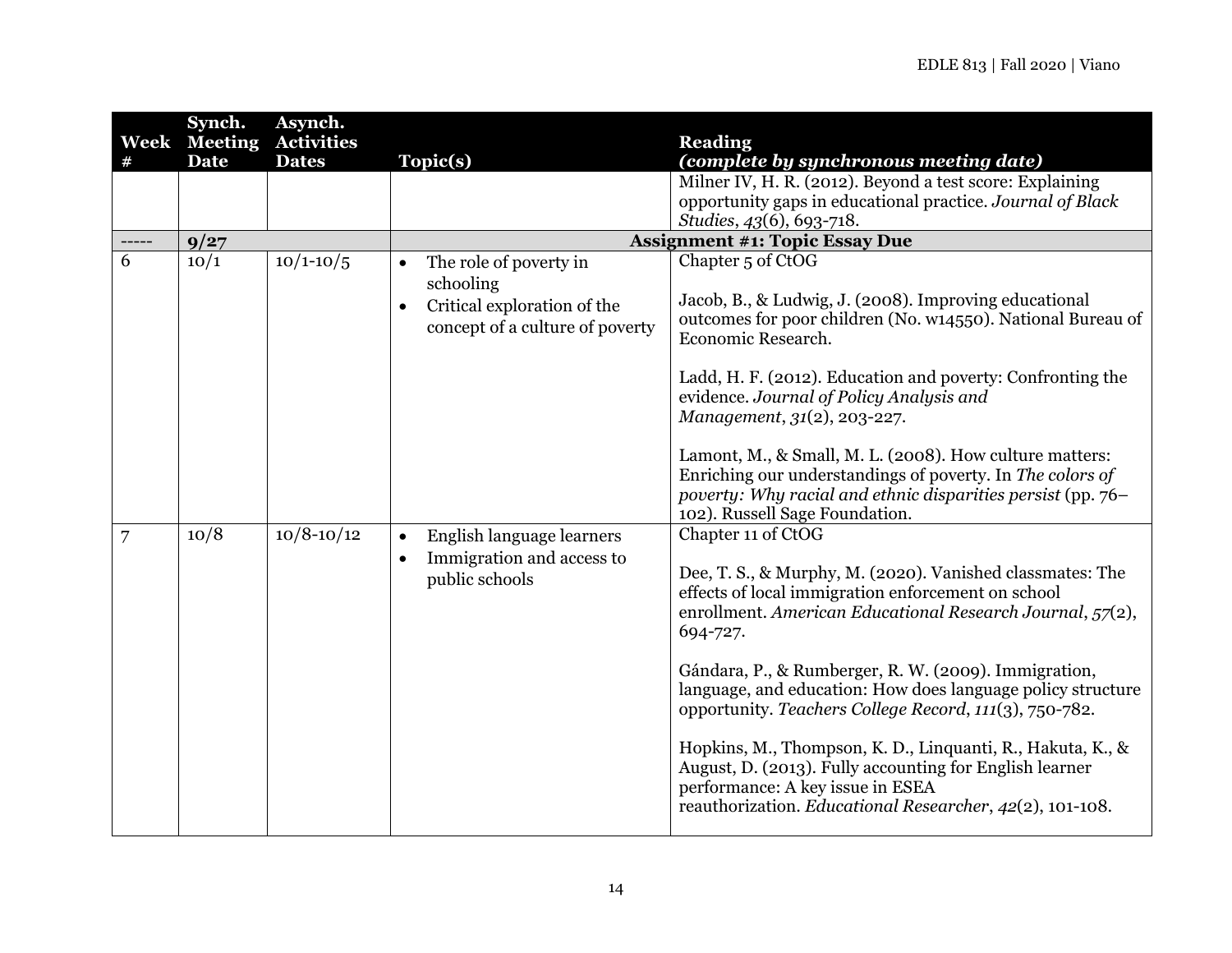| Week # | Synch. Meeting Date | Asynch. Activities Dates | Topic(s) | Reading *(complete by synchronous meeting date)* |
|---|---|---|---|---|
| | | | | Milner IV, H. R. (2012). Beyond a test score: Explaining opportunity gaps in educational practice. *Journal of Black Studies*, *43*(6), 693-718. |
| ----- | **9/27** | | | **Assignment #1: Topic Essay Due** |
| 6 | 10/1 | 10/1-10/5 | • The role of poverty in schooling<br>• Critical exploration of the concept of a culture of poverty | Chapter 5 of CtOG<br><br>Jacob, B., & Ludwig, J. (2008). Improving educational outcomes for poor children (No. w14550). National Bureau of Economic Research.<br><br>Ladd, H. F. (2012). Education and poverty: Confronting the evidence. *Journal of Policy Analysis and Management*, *31*(2), 203-227.<br><br>Lamont, M., & Small, M. L. (2008). How culture matters: Enriching our understandings of poverty. In *The colors of poverty: Why racial and ethnic disparities persist* (pp. 76–102). Russell Sage Foundation. |
| 7 | 10/8 | 10/8-10/12 | • English language learners<br>• Immigration and access to public schools | Chapter 11 of CtOG<br><br>Dee, T. S., & Murphy, M. (2020). Vanished classmates: The effects of local immigration enforcement on school enrollment. *American Educational Research Journal*, *57*(2), 694-727.<br><br>Gándara, P., & Rumberger, R. W. (2009). Immigration, language, and education: How does language policy structure opportunity. *Teachers College Record*, *111*(3), 750-782.<br><br>Hopkins, M., Thompson, K. D., Linquanti, R., Hakuta, K., & August, D. (2013). Fully accounting for English learner performance: A key issue in ESEA reauthorization. *Educational Researcher*, *42*(2), 101-108. |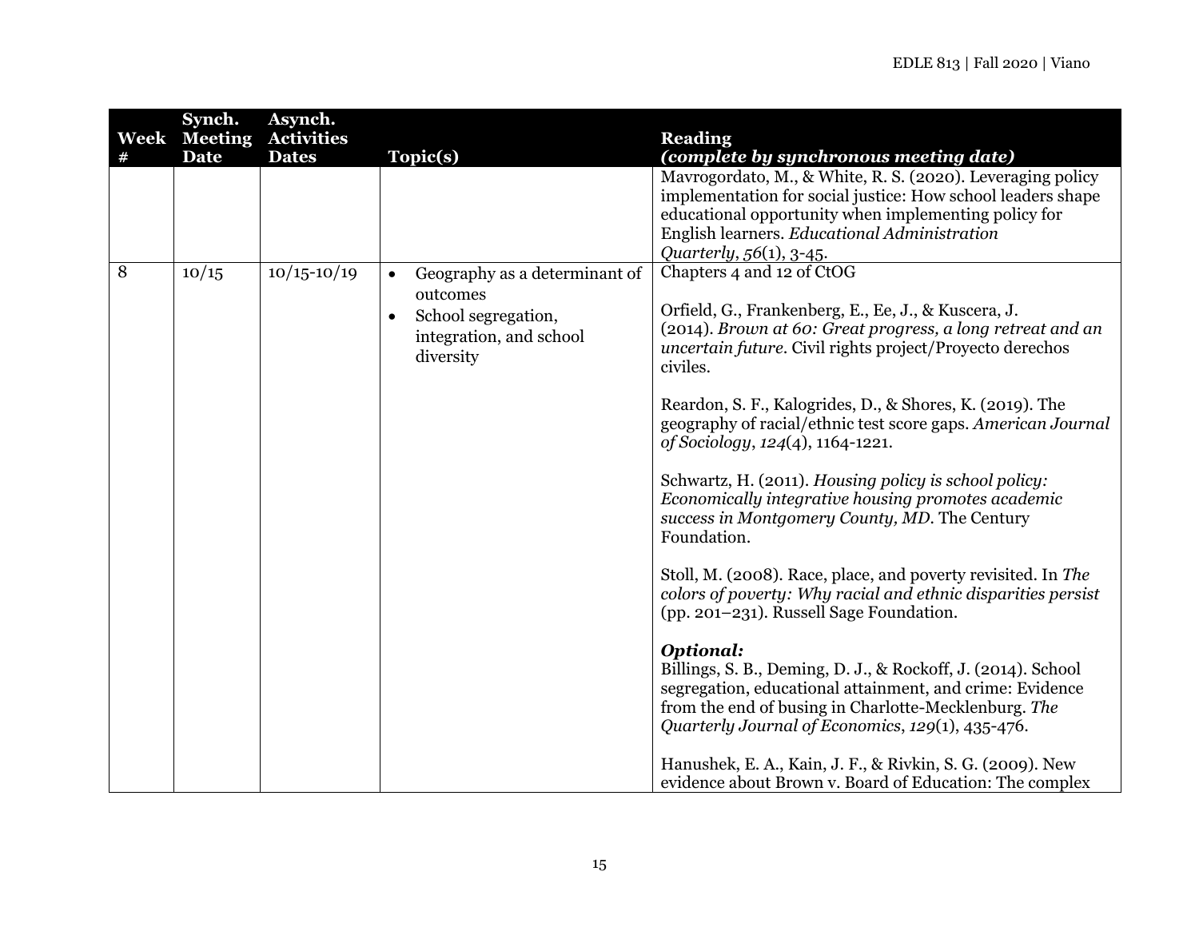| Week # | Synch. Meeting Date | Asynch. Activities Dates | Topic(s) | Reading *(complete by synchronous meeting date)* |
|---|---|---|---|---|
| | | | | Mavrogordato, M., & White, R. S. (2020). Leveraging policy implementation for social justice: How school leaders shape educational opportunity when implementing policy for English learners. *Educational Administration Quarterly*, *56*(1), 3-45. |
| 8 | 10/15 | 10/15-10/19 | • Geography as a determinant of outcomes<br>• School segregation, integration, and school diversity | Chapters 4 and 12 of CtOG<br><br>Orfield, G., Frankenberg, E., Ee, J., & Kuscera, J. (2014). *Brown at 60: Great progress, a long retreat and an uncertain future*. Civil rights project/Proyecto derechos civiles.<br><br>Reardon, S. F., Kalogrides, D., & Shores, K. (2019). The geography of racial/ethnic test score gaps. *American Journal of Sociology*, *124*(4), 1164-1221.<br><br>Schwartz, H. (2011). *Housing policy is school policy: Economically integrative housing promotes academic success in Montgomery County, MD*. The Century Foundation.<br><br>Stoll, M. (2008). Race, place, and poverty revisited. In *The colors of poverty: Why racial and ethnic disparities persist* (pp. 201–231). Russell Sage Foundation.<br><br>***Optional:***<br>Billings, S. B., Deming, D. J., & Rockoff, J. (2014). School segregation, educational attainment, and crime: Evidence from the end of busing in Charlotte-Mecklenburg. *The Quarterly Journal of Economics*, *129*(1), 435-476.<br><br>Hanushek, E. A., Kain, J. F., & Rivkin, S. G. (2009). New evidence about Brown v. Board of Education: The complex |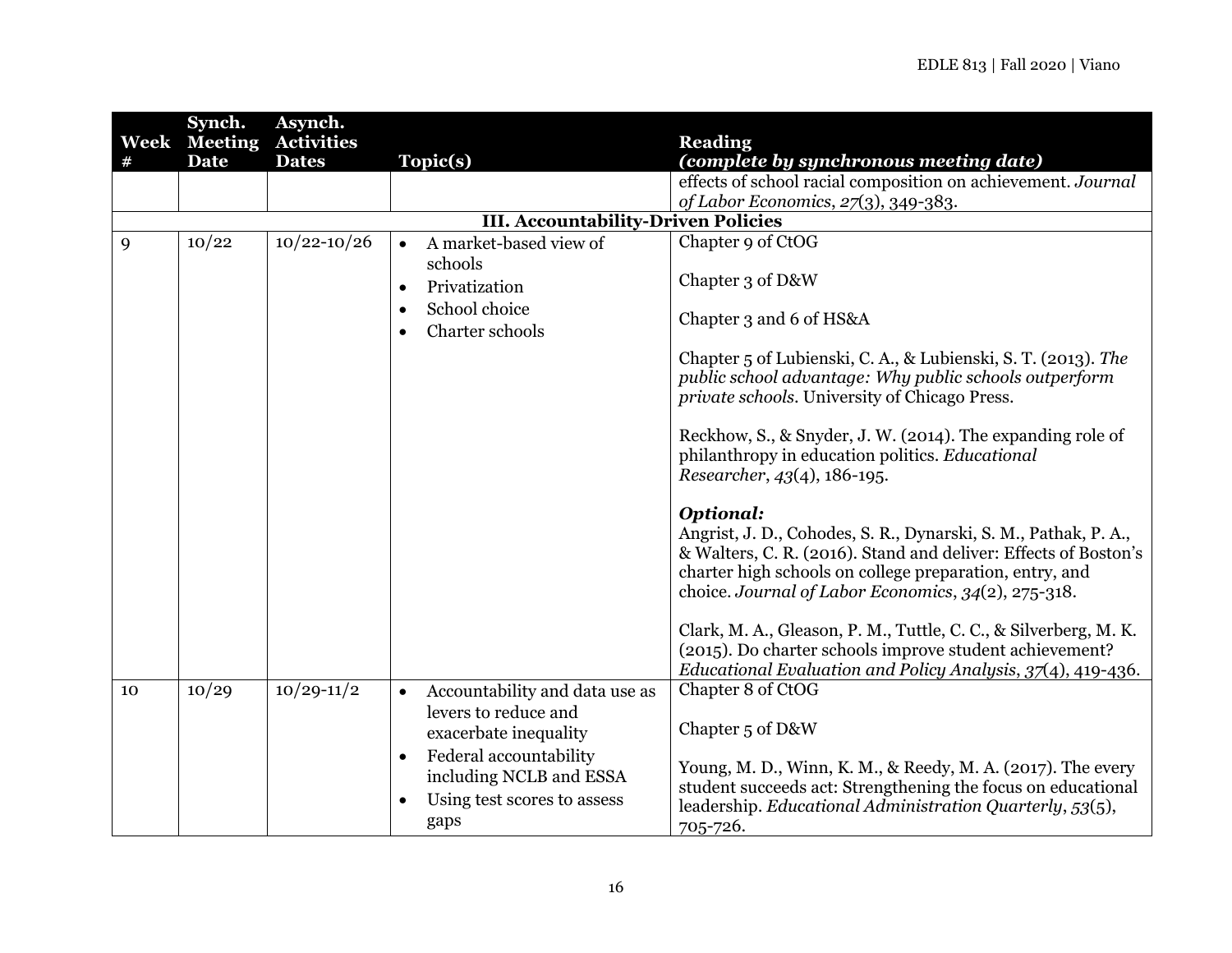| Week # | Synch. Meeting Date | Asynch. Activities Dates | Topic(s) | Reading (complete by synchronous meeting date) |
|---|---|---|---|---|
| | | | | effects of school racial composition on achievement. *Journal of Labor Economics*, *27*(3), 349-383. |
| | | | **III. Accountability-Driven Policies** | |
| 9 | 10/22 | 10/22-10/26 | • A market-based view of schools<br>• Privatization<br>• School choice<br>• Charter schools | Chapter 9 of CtOG<br><br>Chapter 3 of D&W<br><br>Chapter 3 and 6 of HS&A<br><br>Chapter 5 of Lubienski, C. A., & Lubienski, S. T. (2013). *The public school advantage: Why public schools outperform private schools*. University of Chicago Press.<br><br>Reckhow, S., & Snyder, J. W. (2014). The expanding role of philanthropy in education politics. *Educational Researcher*, *43*(4), 186-195.<br><br>***Optional:***<br>Angrist, J. D., Cohodes, S. R., Dynarski, S. M., Pathak, P. A., & Walters, C. R. (2016). Stand and deliver: Effects of Boston's charter high schools on college preparation, entry, and choice. *Journal of Labor Economics*, *34*(2), 275-318.<br><br>Clark, M. A., Gleason, P. M., Tuttle, C. C., & Silverberg, M. K. (2015). Do charter schools improve student achievement? *Educational Evaluation and Policy Analysis*, *37*(4), 419-436. |
| 10 | 10/29 | 10/29-11/2 | • Accountability and data use as levers to reduce and exacerbate inequality<br>• Federal accountability including NCLB and ESSA<br>• Using test scores to assess gaps | Chapter 8 of CtOG<br><br>Chapter 5 of D&W<br><br>Young, M. D., Winn, K. M., & Reedy, M. A. (2017). The every student succeeds act: Strengthening the focus on educational leadership. *Educational Administration Quarterly*, *53*(5), 705-726. |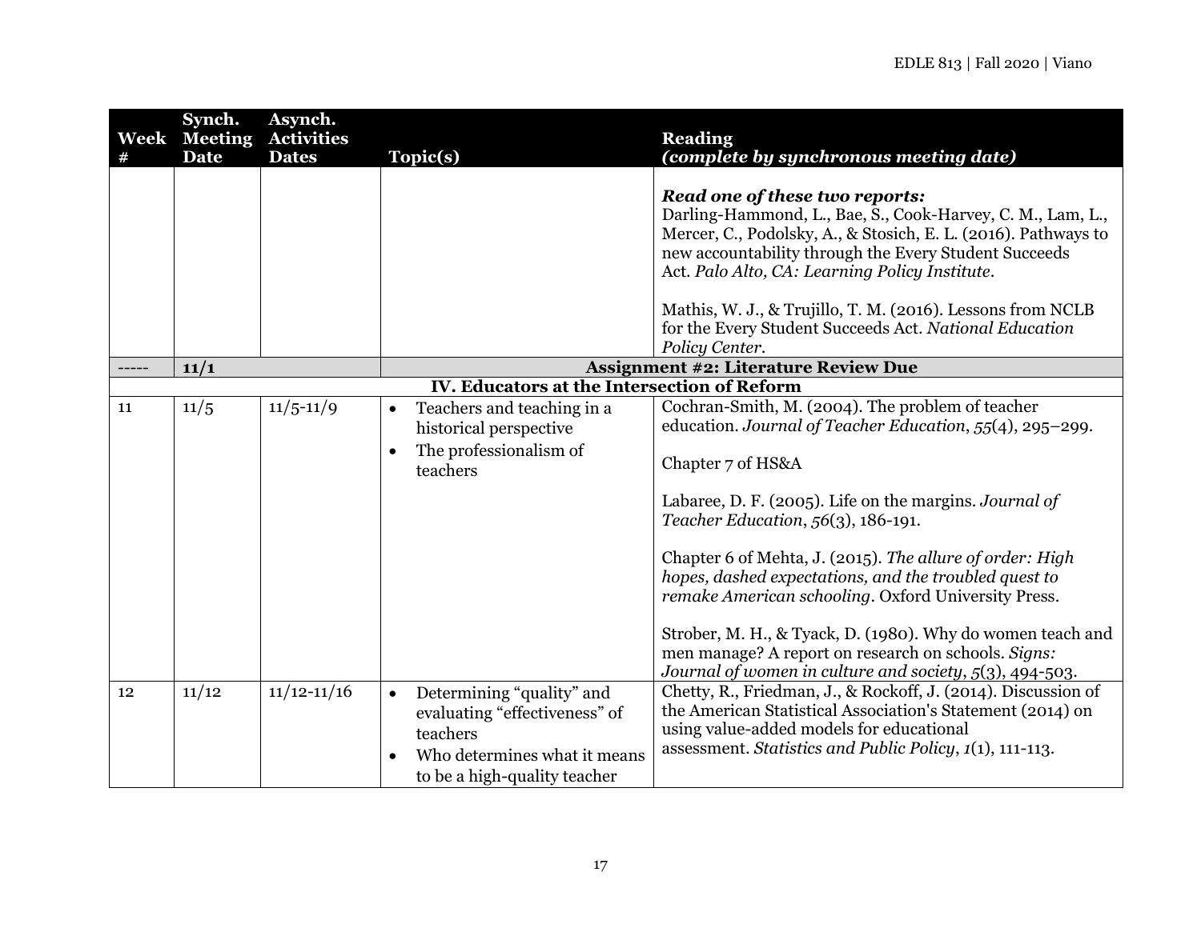| Week # | Synch. Meeting Date | Asynch. Activities Dates | Topic(s) | Reading *(complete by synchronous meeting date)* |
|---|---|---|---|---|
| | | | | ***Read one of these two reports:*** Darling-Hammond, L., Bae, S., Cook-Harvey, C. M., Lam, L., Mercer, C., Podolsky, A., & Stosich, E. L. (2016). Pathways to new accountability through the Every Student Succeeds Act. *Palo Alto, CA: Learning Policy Institute*. <br><br> Mathis, W. J., & Trujillo, T. M. (2016). Lessons from NCLB for the Every Student Succeeds Act. *National Education Policy Center*. |
| ----- | **11/1** | | **Assignment #2: Literature Review Due** | |
| | | | **IV. Educators at the Intersection of Reform** | |
| 11 | 11/5 | 11/5-11/9 | • Teachers and teaching in a historical perspective <br> • The professionalism of teachers | Cochran-Smith, M. (2004). The problem of teacher education. *Journal of Teacher Education*, *55*(4), 295–299. <br><br> Chapter 7 of HS&A <br><br> Labaree, D. F. (2005). Life on the margins. *Journal of Teacher Education*, *56*(3), 186-191. <br><br> Chapter 6 of Mehta, J. (2015). *The allure of order: High hopes, dashed expectations, and the troubled quest to remake American schooling*. Oxford University Press. <br><br> Strober, M. H., & Tyack, D. (1980). Why do women teach and men manage? A report on research on schools. *Signs: Journal of women in culture and society*, *5*(3), 494-503. |
| 12 | 11/12 | 11/12-11/16 | • Determining "quality" and evaluating "effectiveness" of teachers <br> • Who determines what it means to be a high-quality teacher | Chetty, R., Friedman, J., & Rockoff, J. (2014). Discussion of the American Statistical Association's Statement (2014) on using value-added models for educational assessment. *Statistics and Public Policy*, *1*(1), 111-113. |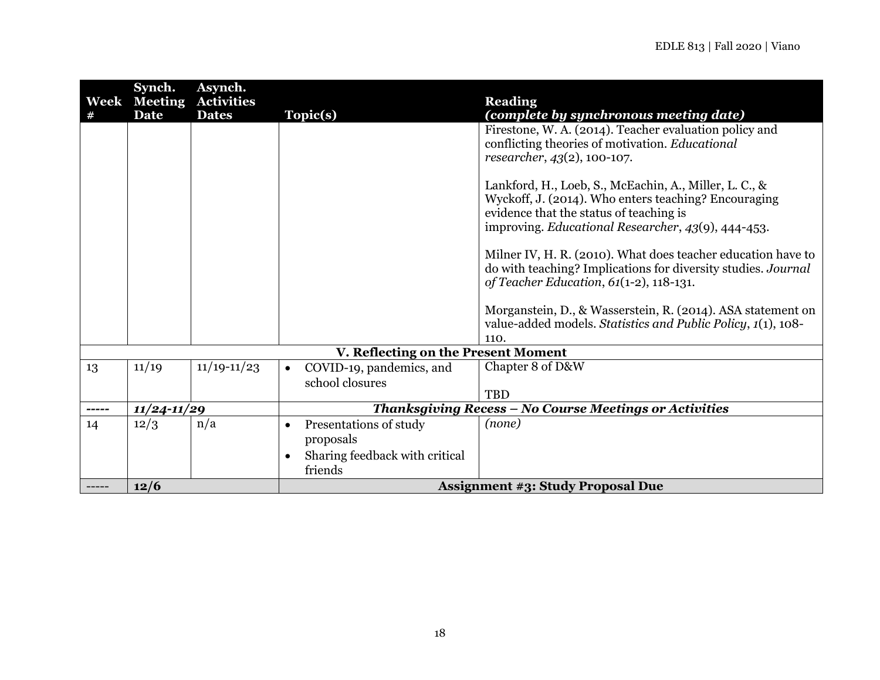| Week # | Synch. Meeting Date | Asynch. Activities Dates | Topic(s) | Reading *(complete by synchronous meeting date)* |
|---|---|---|---|---|
| | | | | Firestone, W. A. (2014). Teacher evaluation policy and conflicting theories of motivation. *Educational researcher*, *43*(2), 100-107.<br><br>Lankford, H., Loeb, S., McEachin, A., Miller, L. C., & Wyckoff, J. (2014). Who enters teaching? Encouraging evidence that the status of teaching is improving. *Educational Researcher*, *43*(9), 444-453.<br><br>Milner IV, H. R. (2010). What does teacher education have to do with teaching? Implications for diversity studies. *Journal of Teacher Education*, *61*(1-2), 118-131.<br><br>Morganstein, D., & Wasserstein, R. (2014). ASA statement on value-added models. *Statistics and Public Policy*, *1*(1), 108-110. |
| | | | **V. Reflecting on the Present Moment** | |
| 13 | 11/19 | 11/19-11/23 | • COVID-19, pandemics, and school closures | Chapter 8 of D&W<br><br>TBD |
| ----- | ***11/24-11/29*** | | ***Thanksgiving Recess – No Course Meetings or Activities*** | |
| 14 | 12/3 | n/a | • Presentations of study proposals<br>• Sharing feedback with critical friends | *(none)* |
| ----- | **12/6** | | **Assignment #3: Study Proposal Due** | |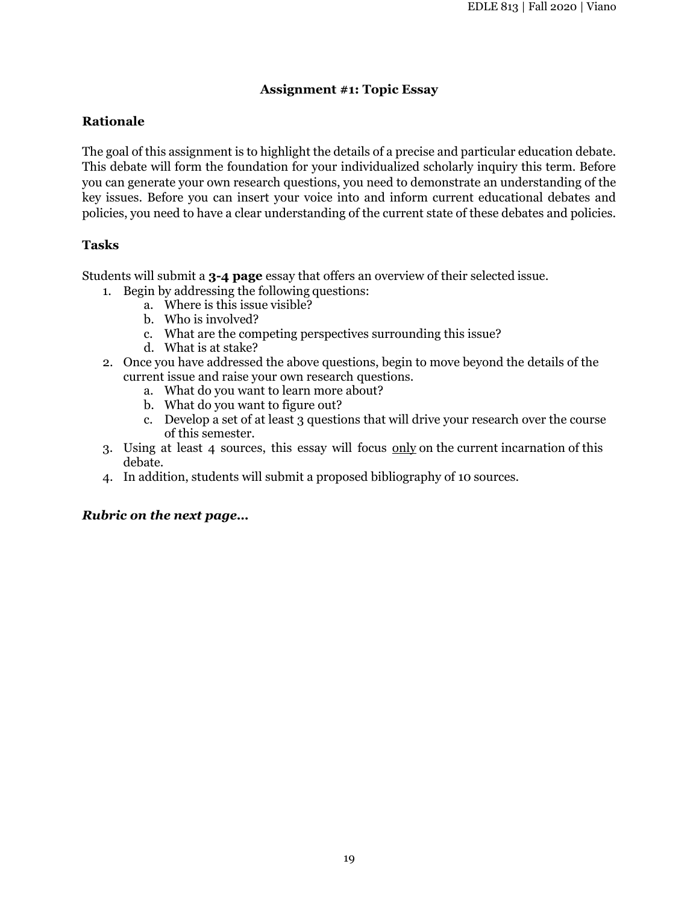## Assignment #1: Topic Essay

### Rationale

The goal of this assignment is to highlight the details of a precise and particular education debate. This debate will form the foundation for your individualized scholarly inquiry this term. Before you can generate your own research questions, you need to demonstrate an understanding of the key issues. Before you can insert your voice into and inform current educational debates and policies, you need to have a clear understanding of the current state of these debates and policies.

### Tasks

Students will submit a **3-4 page** essay that offers an overview of their selected issue.

1. Begin by addressing the following questions:
   a. Where is this issue visible?
   b. Who is involved?
   c. What are the competing perspectives surrounding this issue?
   d. What is at stake?
2. Once you have addressed the above questions, begin to move beyond the details of the current issue and raise your own research questions.
   a. What do you want to learn more about?
   b. What do you want to figure out?
   c. Develop a set of at least 3 questions that will drive your research over the course of this semester.
3. Using at least 4 sources, this essay will focus <u>only</u> on the current incarnation of this debate.
4. In addition, students will submit a proposed bibliography of 10 sources.

***Rubric on the next page…***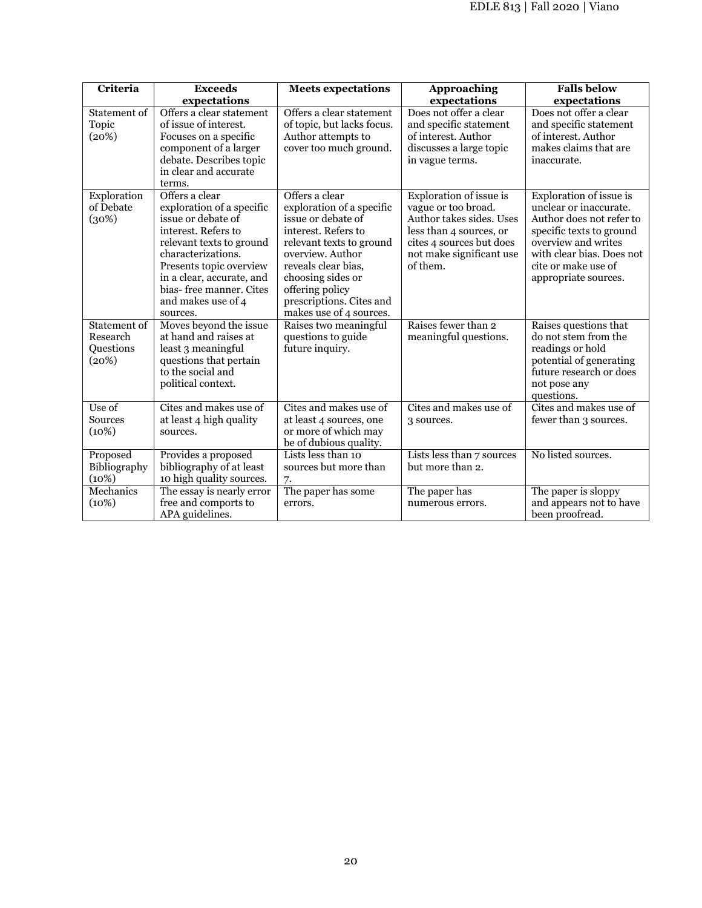| Criteria | Exceeds expectations | Meets expectations | Approaching expectations | Falls below expectations |
|---|---|---|---|---|
| Statement of Topic (20%) | Offers a clear statement of issue of interest. Focuses on a specific component of a larger debate. Describes topic in clear and accurate terms. | Offers a clear statement of topic, but lacks focus. Author attempts to cover too much ground. | Does not offer a clear and specific statement of interest. Author discusses a large topic in vague terms. | Does not offer a clear and specific statement of interest. Author makes claims that are inaccurate. |
| Exploration of Debate (30%) | Offers a clear exploration of a specific issue or debate of interest. Refers to relevant texts to ground characterizations. Presents topic overview in a clear, accurate, and bias- free manner. Cites and makes use of 4 sources. | Offers a clear exploration of a specific issue or debate of interest. Refers to relevant texts to ground overview. Author reveals clear bias, choosing sides or offering policy prescriptions. Cites and makes use of 4 sources. | Exploration of issue is vague or too broad. Author takes sides. Uses less than 4 sources, or cites 4 sources but does not make significant use of them. | Exploration of issue is unclear or inaccurate. Author does not refer to specific texts to ground overview and writes with clear bias. Does not cite or make use of appropriate sources. |
| Statement of Research Questions (20%) | Moves beyond the issue at hand and raises at least 3 meaningful questions that pertain to the social and political context. | Raises two meaningful questions to guide future inquiry. | Raises fewer than 2 meaningful questions. | Raises questions that do not stem from the readings or hold potential of generating future research or does not pose any questions. |
| Use of Sources (10%) | Cites and makes use of at least 4 high quality sources. | Cites and makes use of at least 4 sources, one or more of which may be of dubious quality. | Cites and makes use of 3 sources. | Cites and makes use of fewer than 3 sources. |
| Proposed Bibliography (10%) | Provides a proposed bibliography of at least 10 high quality sources. | Lists less than 10 sources but more than 7. | Lists less than 7 sources but more than 2. | No listed sources. |
| Mechanics (10%) | The essay is nearly error free and comports to APA guidelines. | The paper has some errors. | The paper has numerous errors. | The paper is sloppy and appears not to have been proofread. |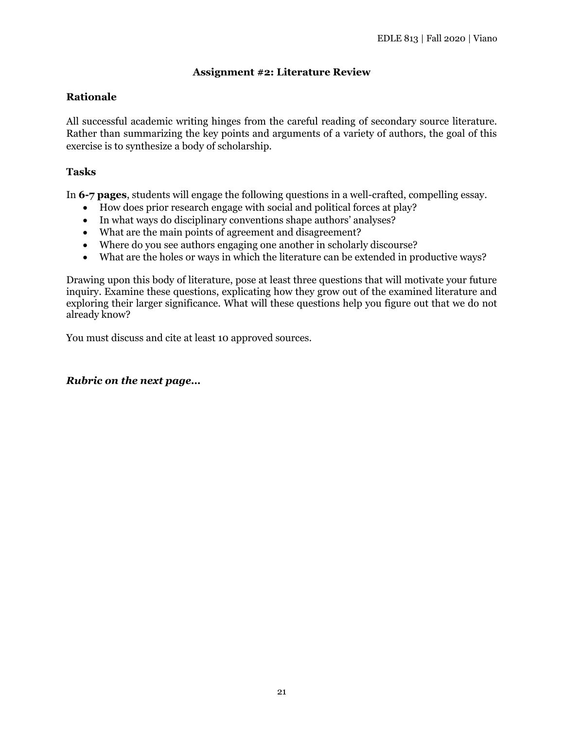## Assignment #2: Literature Review

### Rationale

All successful academic writing hinges from the careful reading of secondary source literature. Rather than summarizing the key points and arguments of a variety of authors, the goal of this exercise is to synthesize a body of scholarship.

### Tasks

In **6-7 pages**, students will engage the following questions in a well-crafted, compelling essay.

- How does prior research engage with social and political forces at play?
- In what ways do disciplinary conventions shape authors' analyses?
- What are the main points of agreement and disagreement?
- Where do you see authors engaging one another in scholarly discourse?
- What are the holes or ways in which the literature can be extended in productive ways?

Drawing upon this body of literature, pose at least three questions that will motivate your future inquiry. Examine these questions, explicating how they grow out of the examined literature and exploring their larger significance. What will these questions help you figure out that we do not already know?

You must discuss and cite at least 10 approved sources.

***Rubric on the next page…***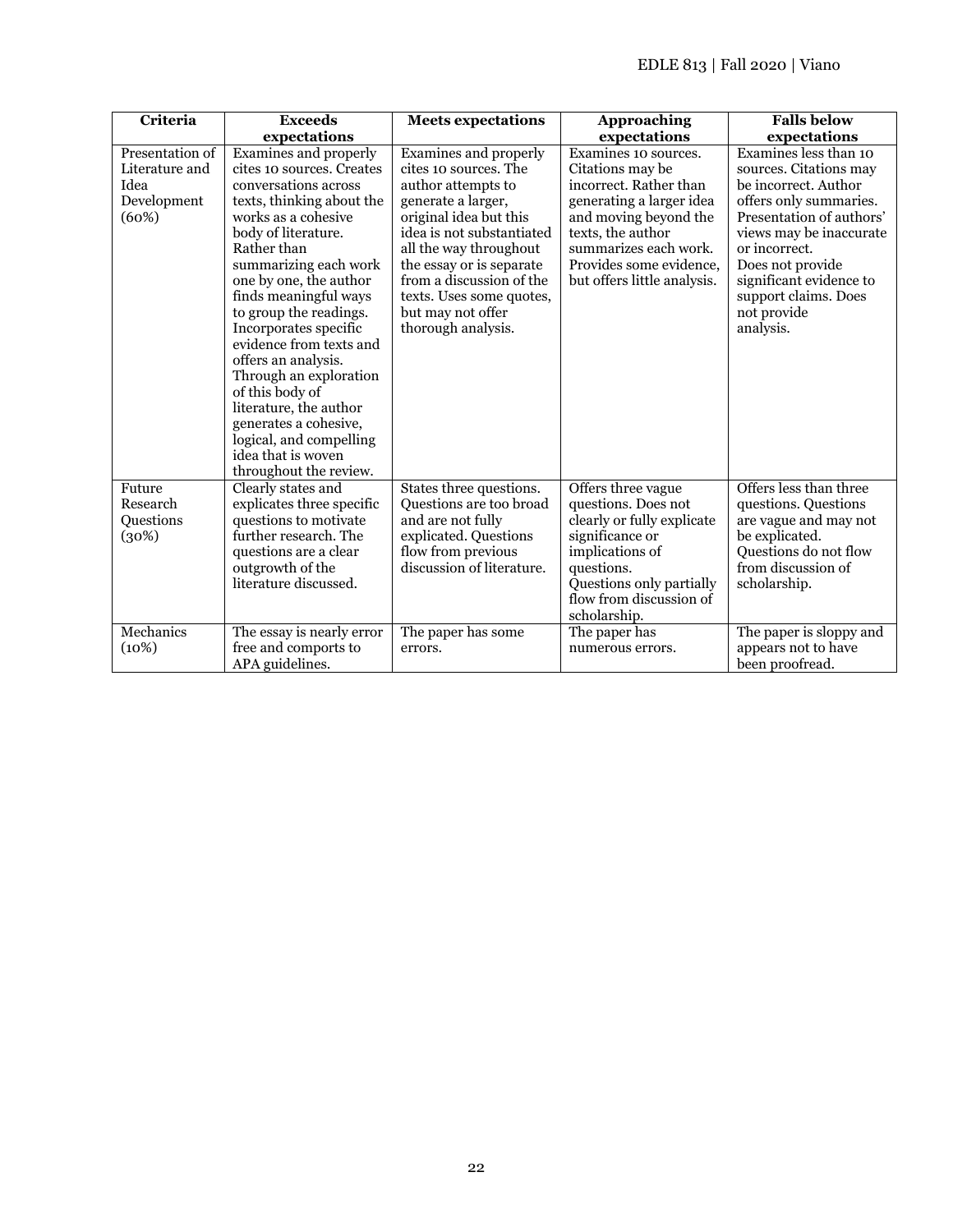| Criteria | Exceeds expectations | Meets expectations | Approaching expectations | Falls below expectations |
|---|---|---|---|---|
| Presentation of Literature and Idea Development (60%) | Examines and properly cites 10 sources. Creates conversations across texts, thinking about the works as a cohesive body of literature. Rather than summarizing each work one by one, the author finds meaningful ways to group the readings. Incorporates specific evidence from texts and offers an analysis. Through an exploration of this body of literature, the author generates a cohesive, logical, and compelling idea that is woven throughout the review. | Examines and properly cites 10 sources. The author attempts to generate a larger, original idea but this idea is not substantiated all the way throughout the essay or is separate from a discussion of the texts. Uses some quotes, but may not offer thorough analysis. | Examines 10 sources. Citations may be incorrect. Rather than generating a larger idea and moving beyond the texts, the author summarizes each work. Provides some evidence, but offers little analysis. | Examines less than 10 sources. Citations may be incorrect. Author offers only summaries. Presentation of authors' views may be inaccurate or incorrect. Does not provide significant evidence to support claims. Does not provide analysis. |
| Future Research Questions (30%) | Clearly states and explicates three specific questions to motivate further research. The questions are a clear outgrowth of the literature discussed. | States three questions. Questions are too broad and are not fully explicated. Questions flow from previous discussion of literature. | Offers three vague questions. Does not clearly or fully explicate significance or implications of questions. Questions only partially flow from discussion of scholarship. | Offers less than three questions. Questions are vague and may not be explicated. Questions do not flow from discussion of scholarship. |
| Mechanics (10%) | The essay is nearly error free and comports to APA guidelines. | The paper has some errors. | The paper has numerous errors. | The paper is sloppy and appears not to have been proofread. |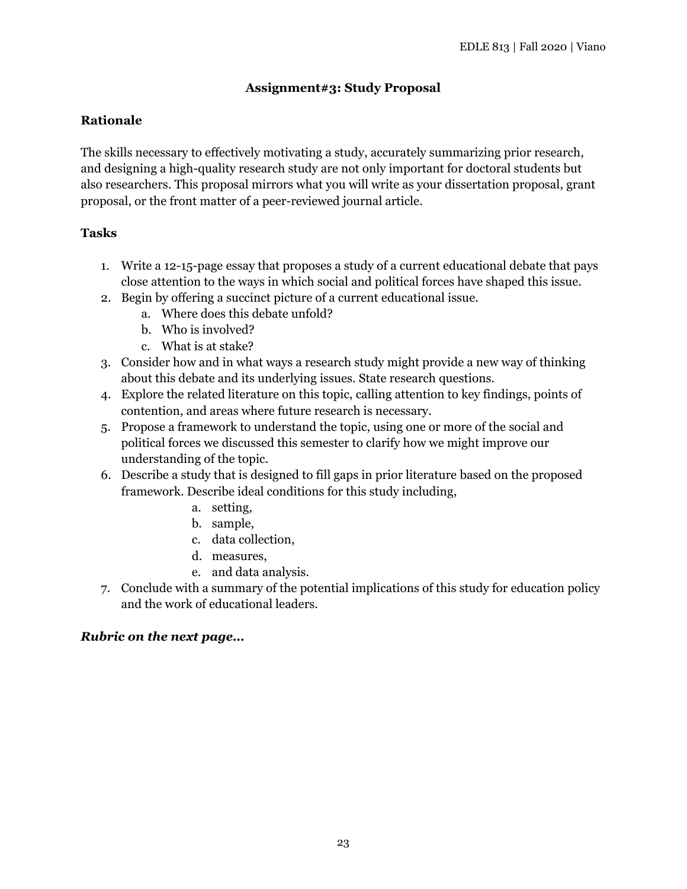# Assignment#3: Study Proposal

## Rationale

The skills necessary to effectively motivating a study, accurately summarizing prior research, and designing a high-quality research study are not only important for doctoral students but also researchers. This proposal mirrors what you will write as your dissertation proposal, grant proposal, or the front matter of a peer-reviewed journal article.

## Tasks

1. Write a 12-15-page essay that proposes a study of a current educational debate that pays close attention to the ways in which social and political forces have shaped this issue.
2. Begin by offering a succinct picture of a current educational issue.
   a. Where does this debate unfold?
   b. Who is involved?
   c. What is at stake?
3. Consider how and in what ways a research study might provide a new way of thinking about this debate and its underlying issues. State research questions.
4. Explore the related literature on this topic, calling attention to key findings, points of contention, and areas where future research is necessary.
5. Propose a framework to understand the topic, using one or more of the social and political forces we discussed this semester to clarify how we might improve our understanding of the topic.
6. Describe a study that is designed to fill gaps in prior literature based on the proposed framework. Describe ideal conditions for this study including,
   a. setting,
   b. sample,
   c. data collection,
   d. measures,
   e. and data analysis.
7. Conclude with a summary of the potential implications of this study for education policy and the work of educational leaders.

***Rubric on the next page…***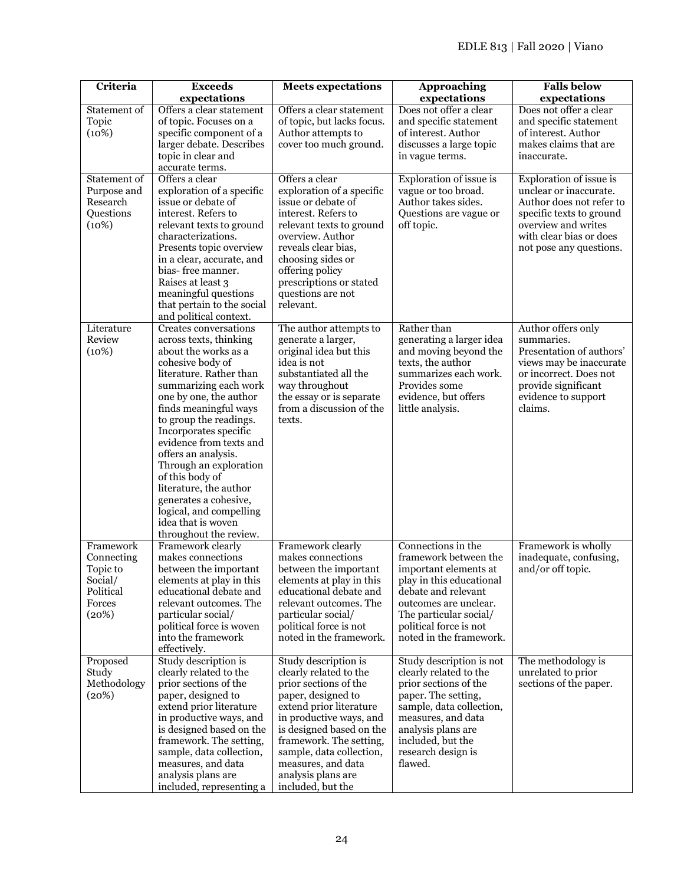| Criteria | Exceeds expectations | Meets expectations | Approaching expectations | Falls below expectations |
|---|---|---|---|---|
| Statement of Topic (10%) | Offers a clear statement of topic. Focuses on a specific component of a larger debate. Describes topic in clear and accurate terms. | Offers a clear statement of topic, but lacks focus. Author attempts to cover too much ground. | Does not offer a clear and specific statement of interest. Author discusses a large topic in vague terms. | Does not offer a clear and specific statement of interest. Author makes claims that are inaccurate. |
| Statement of Purpose and Research Questions (10%) | Offers a clear exploration of a specific issue or debate of interest. Refers to relevant texts to ground characterizations. Presents topic overview in a clear, accurate, and bias- free manner. Raises at least 3 meaningful questions that pertain to the social and political context. | Offers a clear exploration of a specific issue or debate of interest. Refers to relevant texts to ground overview. Author reveals clear bias, choosing sides or offering policy prescriptions or stated questions are not relevant. | Exploration of issue is vague or too broad. Author takes sides. Questions are vague or off topic. | Exploration of issue is unclear or inaccurate. Author does not refer to specific texts to ground overview and writes with clear bias or does not pose any questions. |
| Literature Review (10%) | Creates conversations across texts, thinking about the works as a cohesive body of literature. Rather than summarizing each work one by one, the author finds meaningful ways to group the readings. Incorporates specific evidence from texts and offers an analysis. Through an exploration of this body of literature, the author generates a cohesive, logical, and compelling idea that is woven throughout the review. | The author attempts to generate a larger, original idea but this idea is not substantiated all the way throughout the essay or is separate from a discussion of the texts. | Rather than generating a larger idea and moving beyond the texts, the author summarizes each work. Provides some evidence, but offers little analysis. | Author offers only summaries. Presentation of authors' views may be inaccurate or incorrect. Does not provide significant evidence to support claims. |
| Framework Connecting Topic to Social/ Political Forces (20%) | Framework clearly makes connections between the important elements at play in this educational debate and relevant outcomes. The particular social/ political force is woven into the framework effectively. | Framework clearly makes connections between the important elements at play in this educational debate and relevant outcomes. The particular social/ political force is not noted in the framework. | Connections in the framework between the important elements at play in this educational debate and relevant outcomes are unclear. The particular social/ political force is not noted in the framework. | Framework is wholly inadequate, confusing, and/or off topic. |
| Proposed Study Methodology (20%) | Study description is clearly related to the prior sections of the paper, designed to extend prior literature in productive ways, and is designed based on the framework. The setting, sample, data collection, measures, and data analysis plans are included, representing a | Study description is clearly related to the prior sections of the paper, designed to extend prior literature in productive ways, and is designed based on the framework. The setting, sample, data collection, measures, and data analysis plans are included, but the | Study description is not clearly related to the prior sections of the paper. The setting, sample, data collection, measures, and data analysis plans are included, but the research design is flawed. | The methodology is unrelated to prior sections of the paper. |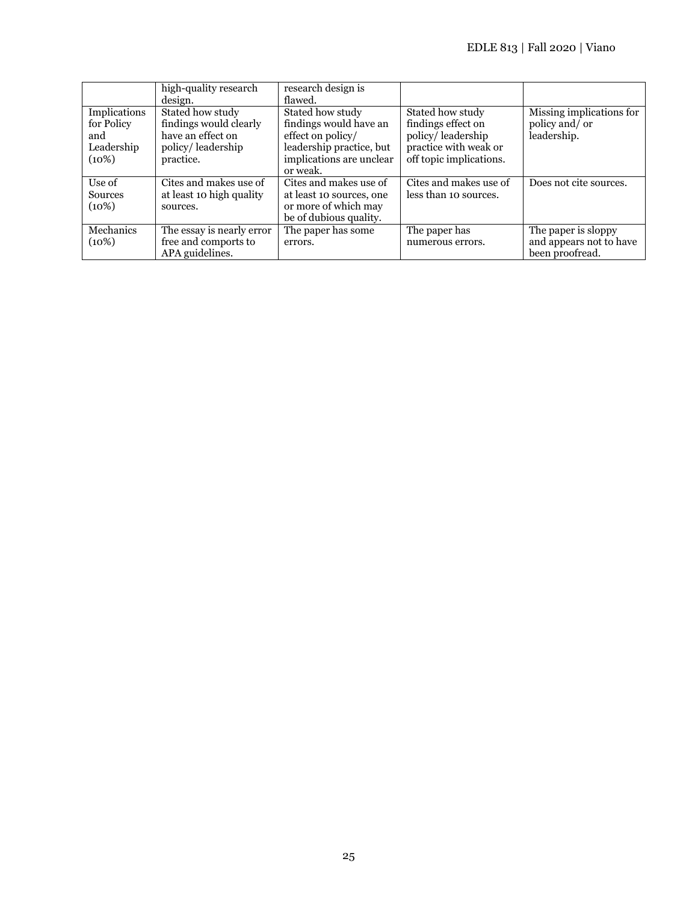| | | | | |
|---|---|---|---|---|
| | high-quality research design. | research design is flawed. | | |
| Implications for Policy and Leadership (10%) | Stated how study findings would clearly have an effect on policy/ leadership practice. | Stated how study findings would have an effect on policy/ leadership practice, but implications are unclear or weak. | Stated how study findings effect on policy/ leadership practice with weak or off topic implications. | Missing implications for policy and/ or leadership. |
| Use of Sources (10%) | Cites and makes use of at least 10 high quality sources. | Cites and makes use of at least 10 sources, one or more of which may be of dubious quality. | Cites and makes use of less than 10 sources. | Does not cite sources. |
| Mechanics (10%) | The essay is nearly error free and comports to APA guidelines. | The paper has some errors. | The paper has numerous errors. | The paper is sloppy and appears not to have been proofread. |